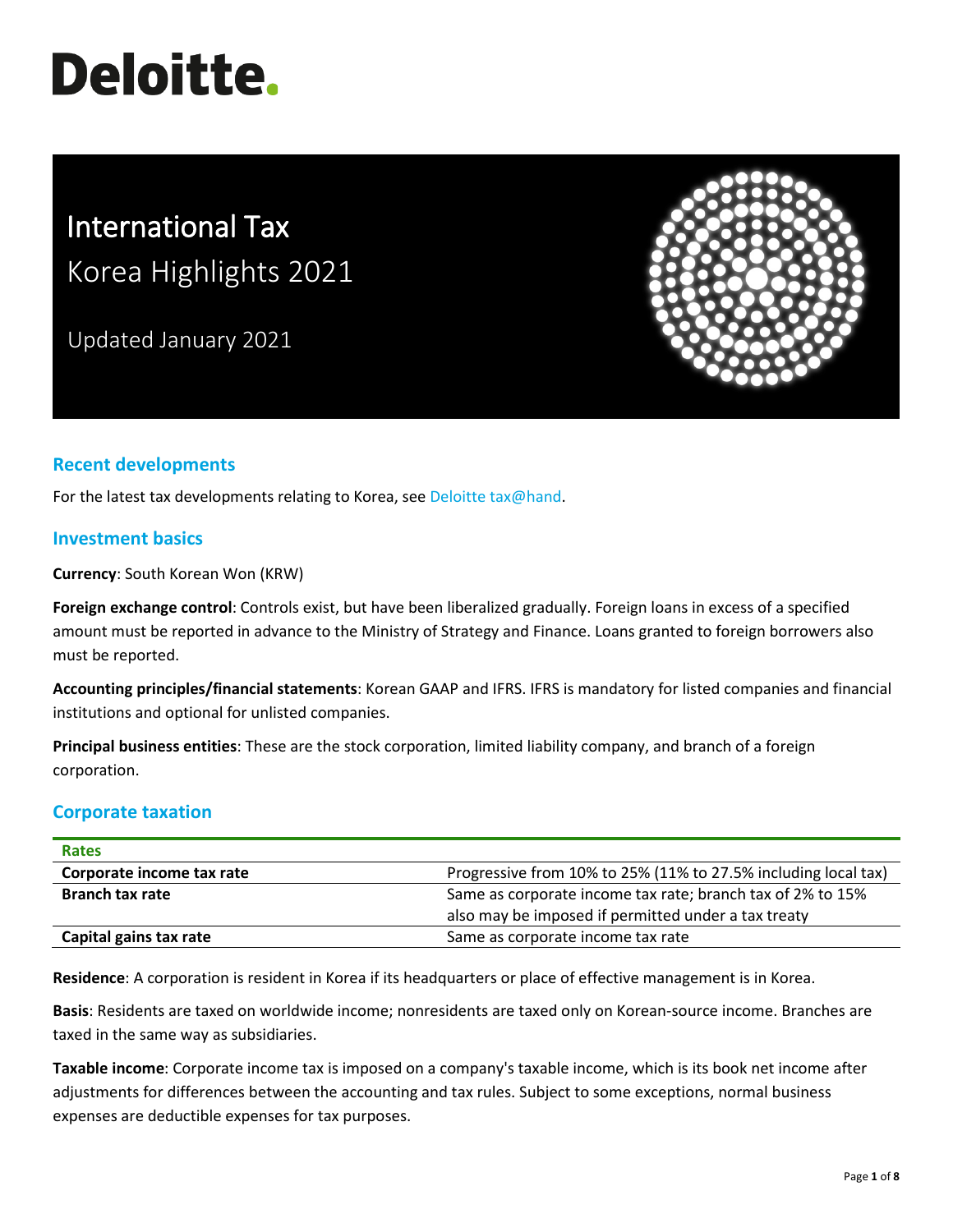# Deloitte.

# International Tax
## Korea Highlights 2021

Updated January 2021

## Recent developments

For the latest tax developments relating to Korea, see Deloitte tax@hand.

## Investment basics

**Currency**: South Korean Won (KRW)

**Foreign exchange control**: Controls exist, but have been liberalized gradually. Foreign loans in excess of a specified amount must be reported in advance to the Ministry of Strategy and Finance. Loans granted to foreign borrowers also must be reported.

**Accounting principles/financial statements**: Korean GAAP and IFRS. IFRS is mandatory for listed companies and financial institutions and optional for unlisted companies.

**Principal business entities**: These are the stock corporation, limited liability company, and branch of a foreign corporation.

## Corporate taxation

| Rates | |
|---|---|
| **Corporate income tax rate** | Progressive from 10% to 25% (11% to 27.5% including local tax) |
| **Branch tax rate** | Same as corporate income tax rate; branch tax of 2% to 15% also may be imposed if permitted under a tax treaty |
| **Capital gains tax rate** | Same as corporate income tax rate |

**Residence**: A corporation is resident in Korea if its headquarters or place of effective management is in Korea.

**Basis**: Residents are taxed on worldwide income; nonresidents are taxed only on Korean-source income. Branches are taxed in the same way as subsidiaries.

**Taxable income**: Corporate income tax is imposed on a company's taxable income, which is its book net income after adjustments for differences between the accounting and tax rules. Subject to some exceptions, normal business expenses are deductible expenses for tax purposes.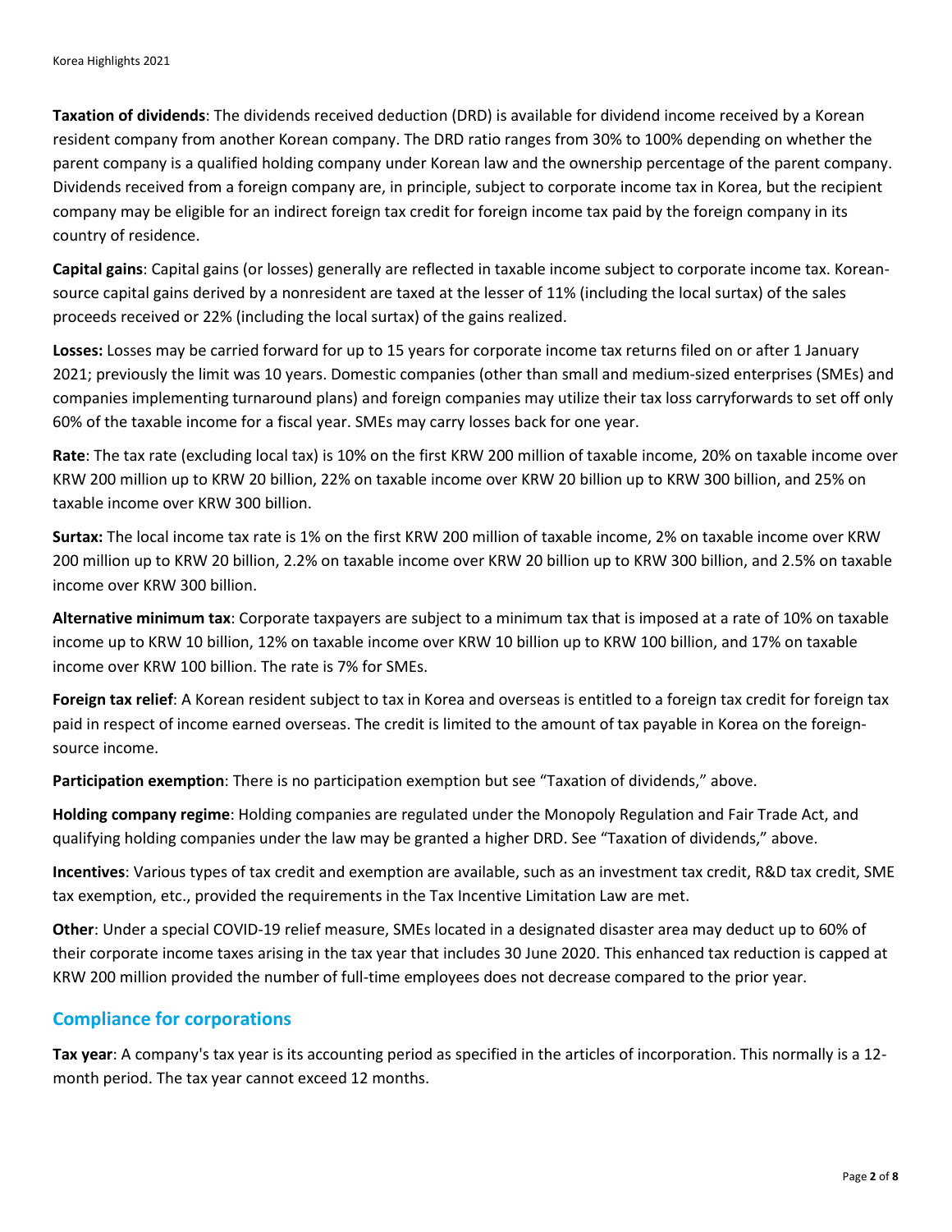**Taxation of dividends**: The dividends received deduction (DRD) is available for dividend income received by a Korean resident company from another Korean company. The DRD ratio ranges from 30% to 100% depending on whether the parent company is a qualified holding company under Korean law and the ownership percentage of the parent company. Dividends received from a foreign company are, in principle, subject to corporate income tax in Korea, but the recipient company may be eligible for an indirect foreign tax credit for foreign income tax paid by the foreign company in its country of residence.

**Capital gains**: Capital gains (or losses) generally are reflected in taxable income subject to corporate income tax. Korean-source capital gains derived by a nonresident are taxed at the lesser of 11% (including the local surtax) of the sales proceeds received or 22% (including the local surtax) of the gains realized.

**Losses:** Losses may be carried forward for up to 15 years for corporate income tax returns filed on or after 1 January 2021; previously the limit was 10 years. Domestic companies (other than small and medium-sized enterprises (SMEs) and companies implementing turnaround plans) and foreign companies may utilize their tax loss carryforwards to set off only 60% of the taxable income for a fiscal year. SMEs may carry losses back for one year.

**Rate**: The tax rate (excluding local tax) is 10% on the first KRW 200 million of taxable income, 20% on taxable income over KRW 200 million up to KRW 20 billion, 22% on taxable income over KRW 20 billion up to KRW 300 billion, and 25% on taxable income over KRW 300 billion.

**Surtax:** The local income tax rate is 1% on the first KRW 200 million of taxable income, 2% on taxable income over KRW 200 million up to KRW 20 billion, 2.2% on taxable income over KRW 20 billion up to KRW 300 billion, and 2.5% on taxable income over KRW 300 billion.

**Alternative minimum tax**: Corporate taxpayers are subject to a minimum tax that is imposed at a rate of 10% on taxable income up to KRW 10 billion, 12% on taxable income over KRW 10 billion up to KRW 100 billion, and 17% on taxable income over KRW 100 billion. The rate is 7% for SMEs.

**Foreign tax relief**: A Korean resident subject to tax in Korea and overseas is entitled to a foreign tax credit for foreign tax paid in respect of income earned overseas. The credit is limited to the amount of tax payable in Korea on the foreign-source income.

**Participation exemption**: There is no participation exemption but see "Taxation of dividends," above.

**Holding company regime**: Holding companies are regulated under the Monopoly Regulation and Fair Trade Act, and qualifying holding companies under the law may be granted a higher DRD. See "Taxation of dividends," above.

**Incentives**: Various types of tax credit and exemption are available, such as an investment tax credit, R&D tax credit, SME tax exemption, etc., provided the requirements in the Tax Incentive Limitation Law are met.

**Other**: Under a special COVID-19 relief measure, SMEs located in a designated disaster area may deduct up to 60% of their corporate income taxes arising in the tax year that includes 30 June 2020. This enhanced tax reduction is capped at KRW 200 million provided the number of full-time employees does not decrease compared to the prior year.

## Compliance for corporations

**Tax year**: A company's tax year is its accounting period as specified in the articles of incorporation. This normally is a 12-month period. The tax year cannot exceed 12 months.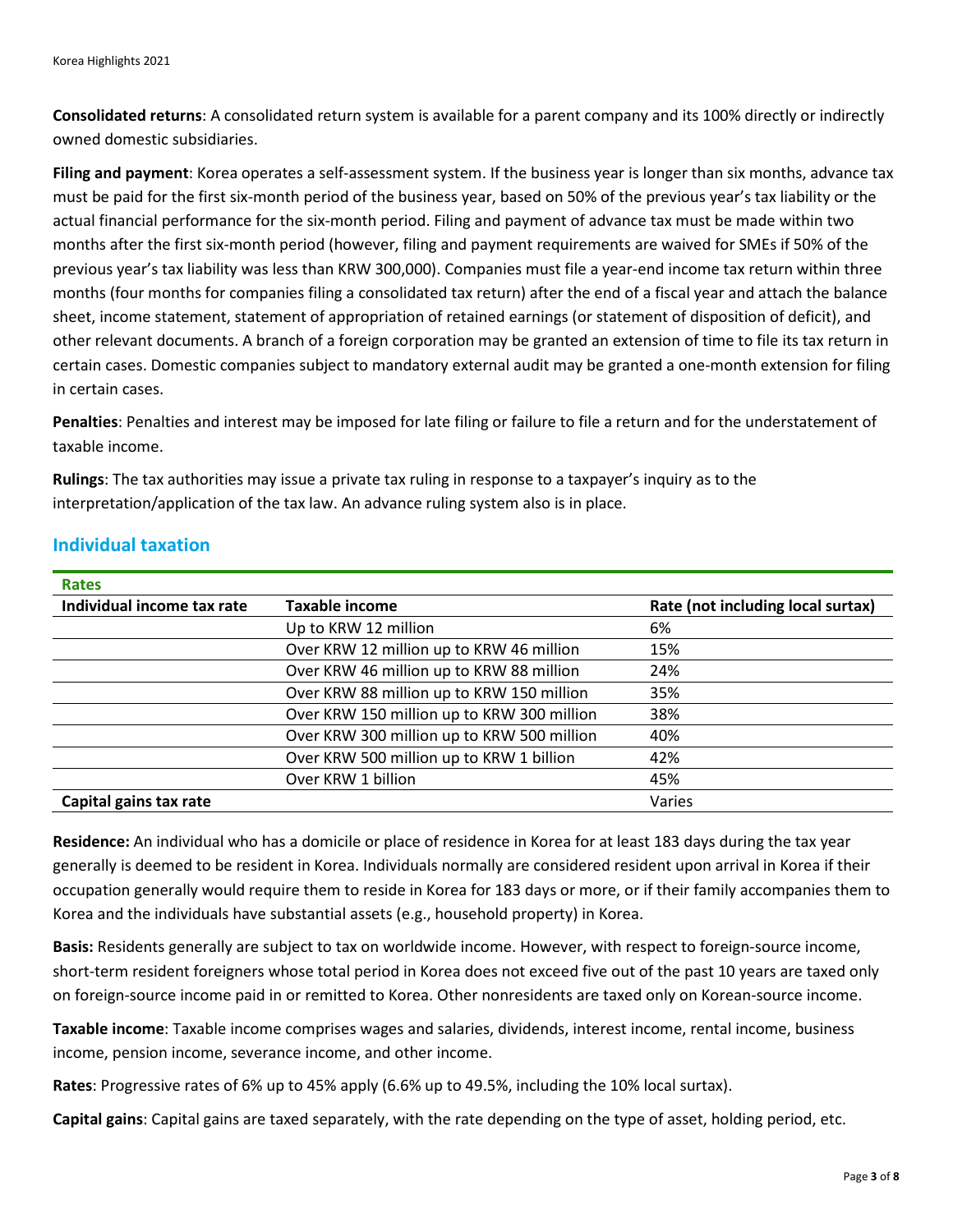**Consolidated returns**: A consolidated return system is available for a parent company and its 100% directly or indirectly owned domestic subsidiaries.

**Filing and payment**: Korea operates a self-assessment system. If the business year is longer than six months, advance tax must be paid for the first six-month period of the business year, based on 50% of the previous year's tax liability or the actual financial performance for the six-month period. Filing and payment of advance tax must be made within two months after the first six-month period (however, filing and payment requirements are waived for SMEs if 50% of the previous year's tax liability was less than KRW 300,000). Companies must file a year-end income tax return within three months (four months for companies filing a consolidated tax return) after the end of a fiscal year and attach the balance sheet, income statement, statement of appropriation of retained earnings (or statement of disposition of deficit), and other relevant documents. A branch of a foreign corporation may be granted an extension of time to file its tax return in certain cases. Domestic companies subject to mandatory external audit may be granted a one-month extension for filing in certain cases.

**Penalties**: Penalties and interest may be imposed for late filing or failure to file a return and for the understatement of taxable income.

**Rulings**: The tax authorities may issue a private tax ruling in response to a taxpayer's inquiry as to the interpretation/application of the tax law. An advance ruling system also is in place.

## Individual taxation

**Rates**

| Individual income tax rate | Taxable income | Rate (not including local surtax) |
|---|---|---|
| | Up to KRW 12 million | 6% |
| | Over KRW 12 million up to KRW 46 million | 15% |
| | Over KRW 46 million up to KRW 88 million | 24% |
| | Over KRW 88 million up to KRW 150 million | 35% |
| | Over KRW 150 million up to KRW 300 million | 38% |
| | Over KRW 300 million up to KRW 500 million | 40% |
| | Over KRW 500 million up to KRW 1 billion | 42% |
| | Over KRW 1 billion | 45% |
| **Capital gains tax rate** | | Varies |

**Residence:** An individual who has a domicile or place of residence in Korea for at least 183 days during the tax year generally is deemed to be resident in Korea. Individuals normally are considered resident upon arrival in Korea if their occupation generally would require them to reside in Korea for 183 days or more, or if their family accompanies them to Korea and the individuals have substantial assets (e.g., household property) in Korea.

**Basis:** Residents generally are subject to tax on worldwide income. However, with respect to foreign-source income, short-term resident foreigners whose total period in Korea does not exceed five out of the past 10 years are taxed only on foreign-source income paid in or remitted to Korea. Other nonresidents are taxed only on Korean-source income.

**Taxable income**: Taxable income comprises wages and salaries, dividends, interest income, rental income, business income, pension income, severance income, and other income.

**Rates**: Progressive rates of 6% up to 45% apply (6.6% up to 49.5%, including the 10% local surtax).

**Capital gains**: Capital gains are taxed separately, with the rate depending on the type of asset, holding period, etc.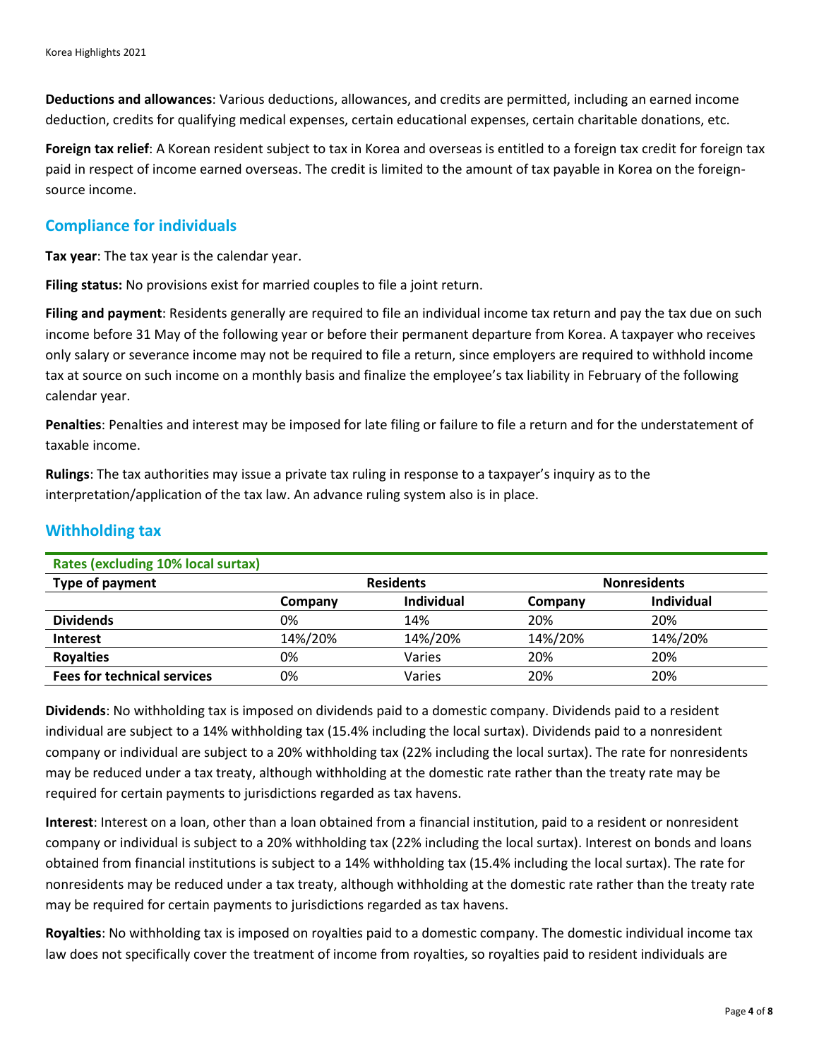**Deductions and allowances**: Various deductions, allowances, and credits are permitted, including an earned income deduction, credits for qualifying medical expenses, certain educational expenses, certain charitable donations, etc.

**Foreign tax relief**: A Korean resident subject to tax in Korea and overseas is entitled to a foreign tax credit for foreign tax paid in respect of income earned overseas. The credit is limited to the amount of tax payable in Korea on the foreign-source income.

## Compliance for individuals

**Tax year**: The tax year is the calendar year.

**Filing status:** No provisions exist for married couples to file a joint return.

**Filing and payment**: Residents generally are required to file an individual income tax return and pay the tax due on such income before 31 May of the following year or before their permanent departure from Korea. A taxpayer who receives only salary or severance income may not be required to file a return, since employers are required to withhold income tax at source on such income on a monthly basis and finalize the employee's tax liability in February of the following calendar year.

**Penalties**: Penalties and interest may be imposed for late filing or failure to file a return and for the understatement of taxable income.

**Rulings**: The tax authorities may issue a private tax ruling in response to a taxpayer's inquiry as to the interpretation/application of the tax law. An advance ruling system also is in place.

## Withholding tax

**Rates (excluding 10% local surtax)**

| Type of payment | Residents | | Nonresidents | |
|---|---|---|---|---|
| | Company | Individual | Company | Individual |
| **Dividends** | 0% | 14% | 20% | 20% |
| **Interest** | 14%/20% | 14%/20% | 14%/20% | 14%/20% |
| **Royalties** | 0% | Varies | 20% | 20% |
| **Fees for technical services** | 0% | Varies | 20% | 20% |

**Dividends**: No withholding tax is imposed on dividends paid to a domestic company. Dividends paid to a resident individual are subject to a 14% withholding tax (15.4% including the local surtax). Dividends paid to a nonresident company or individual are subject to a 20% withholding tax (22% including the local surtax). The rate for nonresidents may be reduced under a tax treaty, although withholding at the domestic rate rather than the treaty rate may be required for certain payments to jurisdictions regarded as tax havens.

**Interest**: Interest on a loan, other than a loan obtained from a financial institution, paid to a resident or nonresident company or individual is subject to a 20% withholding tax (22% including the local surtax). Interest on bonds and loans obtained from financial institutions is subject to a 14% withholding tax (15.4% including the local surtax). The rate for nonresidents may be reduced under a tax treaty, although withholding at the domestic rate rather than the treaty rate may be required for certain payments to jurisdictions regarded as tax havens.

**Royalties**: No withholding tax is imposed on royalties paid to a domestic company. The domestic individual income tax law does not specifically cover the treatment of income from royalties, so royalties paid to resident individuals are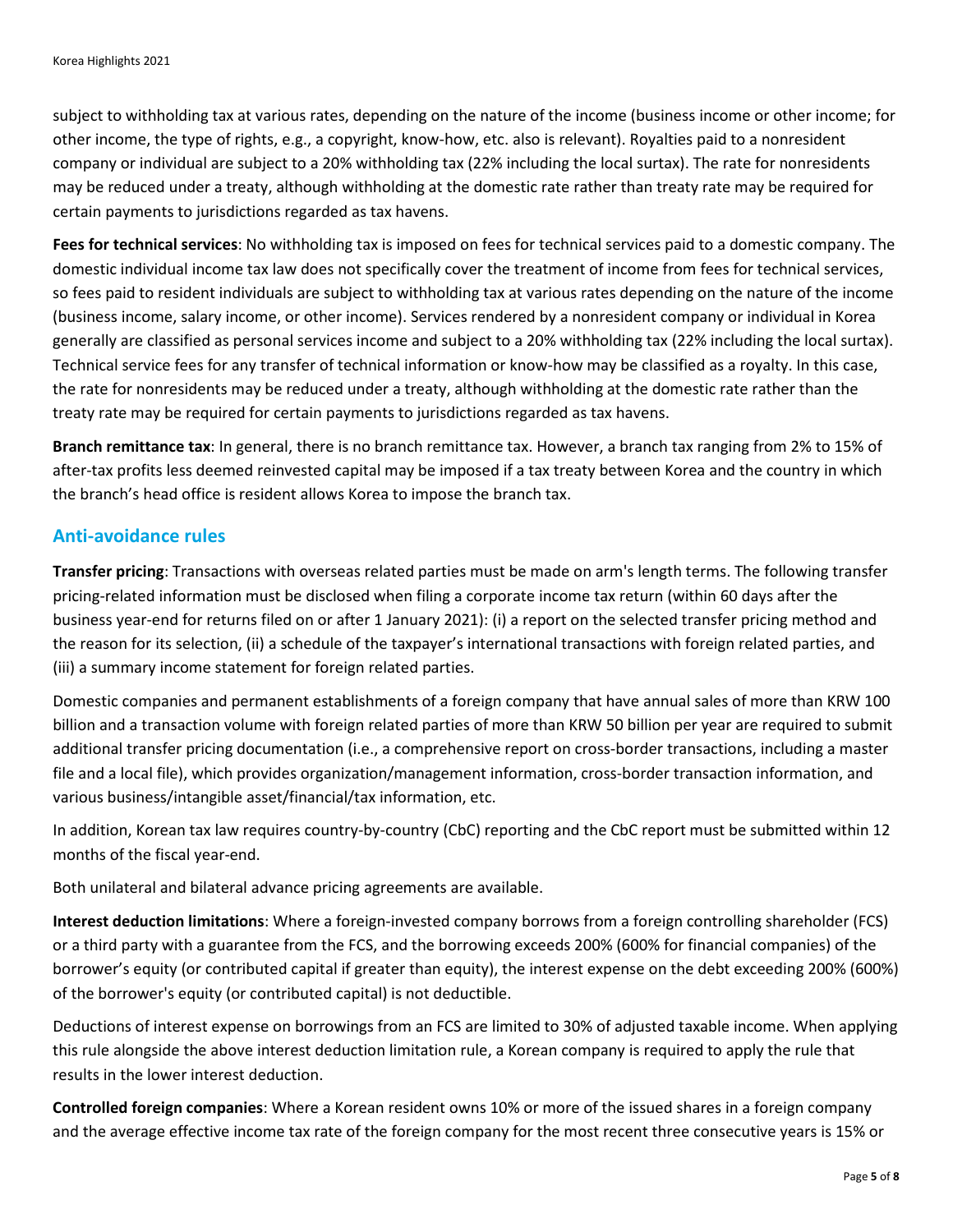subject to withholding tax at various rates, depending on the nature of the income (business income or other income; for other income, the type of rights, e.g., a copyright, know-how, etc. also is relevant). Royalties paid to a nonresident company or individual are subject to a 20% withholding tax (22% including the local surtax). The rate for nonresidents may be reduced under a treaty, although withholding at the domestic rate rather than treaty rate may be required for certain payments to jurisdictions regarded as tax havens.

**Fees for technical services**: No withholding tax is imposed on fees for technical services paid to a domestic company. The domestic individual income tax law does not specifically cover the treatment of income from fees for technical services, so fees paid to resident individuals are subject to withholding tax at various rates depending on the nature of the income (business income, salary income, or other income). Services rendered by a nonresident company or individual in Korea generally are classified as personal services income and subject to a 20% withholding tax (22% including the local surtax). Technical service fees for any transfer of technical information or know-how may be classified as a royalty. In this case, the rate for nonresidents may be reduced under a treaty, although withholding at the domestic rate rather than the treaty rate may be required for certain payments to jurisdictions regarded as tax havens.

**Branch remittance tax**: In general, there is no branch remittance tax. However, a branch tax ranging from 2% to 15% of after-tax profits less deemed reinvested capital may be imposed if a tax treaty between Korea and the country in which the branch's head office is resident allows Korea to impose the branch tax.

## Anti-avoidance rules

**Transfer pricing**: Transactions with overseas related parties must be made on arm's length terms. The following transfer pricing-related information must be disclosed when filing a corporate income tax return (within 60 days after the business year-end for returns filed on or after 1 January 2021): (i) a report on the selected transfer pricing method and the reason for its selection, (ii) a schedule of the taxpayer's international transactions with foreign related parties, and (iii) a summary income statement for foreign related parties.

Domestic companies and permanent establishments of a foreign company that have annual sales of more than KRW 100 billion and a transaction volume with foreign related parties of more than KRW 50 billion per year are required to submit additional transfer pricing documentation (i.e., a comprehensive report on cross-border transactions, including a master file and a local file), which provides organization/management information, cross-border transaction information, and various business/intangible asset/financial/tax information, etc.

In addition, Korean tax law requires country-by-country (CbC) reporting and the CbC report must be submitted within 12 months of the fiscal year-end.

Both unilateral and bilateral advance pricing agreements are available.

**Interest deduction limitations**: Where a foreign-invested company borrows from a foreign controlling shareholder (FCS) or a third party with a guarantee from the FCS, and the borrowing exceeds 200% (600% for financial companies) of the borrower's equity (or contributed capital if greater than equity), the interest expense on the debt exceeding 200% (600%) of the borrower's equity (or contributed capital) is not deductible.

Deductions of interest expense on borrowings from an FCS are limited to 30% of adjusted taxable income. When applying this rule alongside the above interest deduction limitation rule, a Korean company is required to apply the rule that results in the lower interest deduction.

**Controlled foreign companies**: Where a Korean resident owns 10% or more of the issued shares in a foreign company and the average effective income tax rate of the foreign company for the most recent three consecutive years is 15% or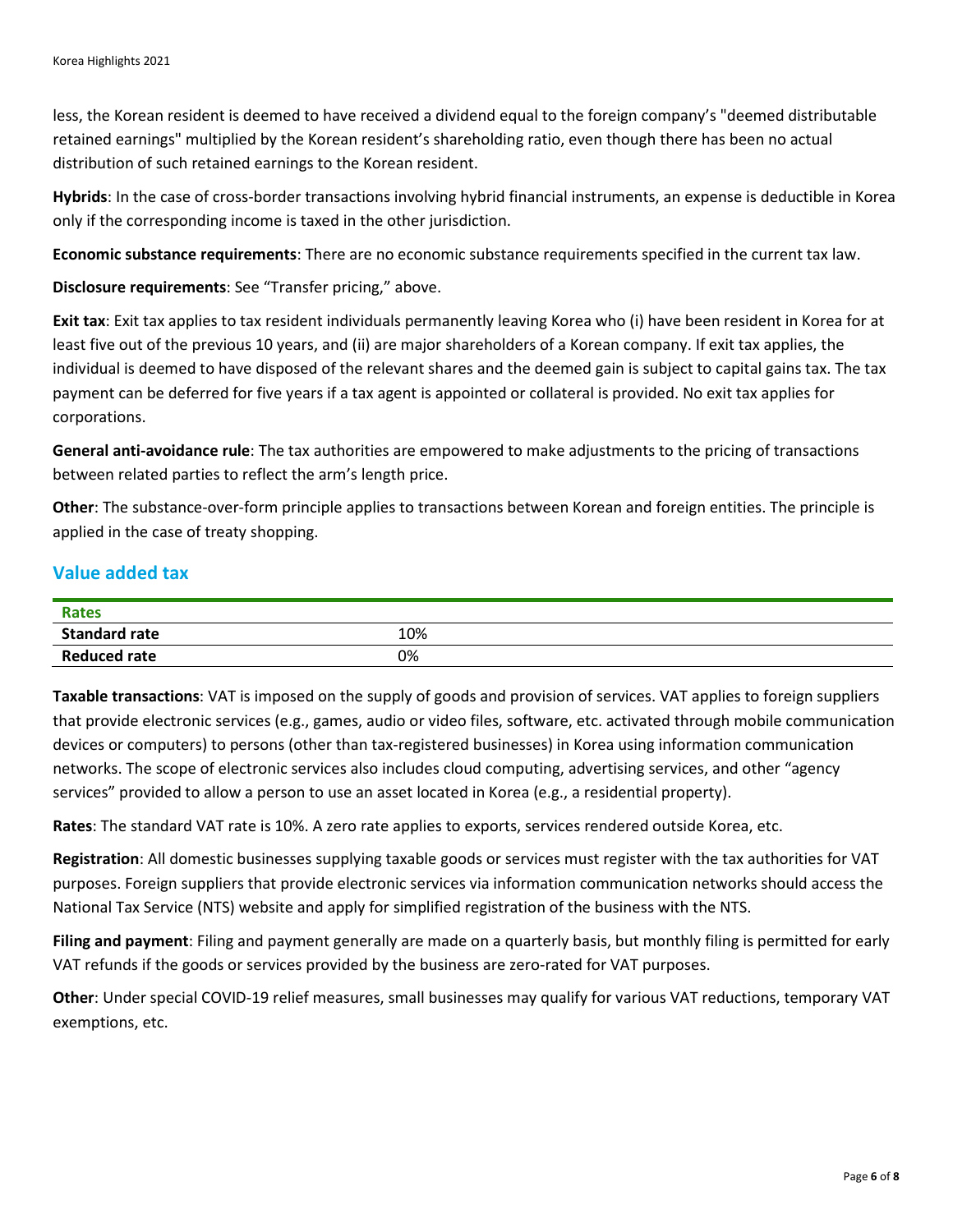less, the Korean resident is deemed to have received a dividend equal to the foreign company's "deemed distributable retained earnings" multiplied by the Korean resident's shareholding ratio, even though there has been no actual distribution of such retained earnings to the Korean resident.

**Hybrids**: In the case of cross-border transactions involving hybrid financial instruments, an expense is deductible in Korea only if the corresponding income is taxed in the other jurisdiction.

**Economic substance requirements**: There are no economic substance requirements specified in the current tax law.

**Disclosure requirements**: See "Transfer pricing," above.

**Exit tax**: Exit tax applies to tax resident individuals permanently leaving Korea who (i) have been resident in Korea for at least five out of the previous 10 years, and (ii) are major shareholders of a Korean company. If exit tax applies, the individual is deemed to have disposed of the relevant shares and the deemed gain is subject to capital gains tax. The tax payment can be deferred for five years if a tax agent is appointed or collateral is provided. No exit tax applies for corporations.

**General anti-avoidance rule**: The tax authorities are empowered to make adjustments to the pricing of transactions between related parties to reflect the arm's length price.

**Other**: The substance-over-form principle applies to transactions between Korean and foreign entities. The principle is applied in the case of treaty shopping.

## Value added tax

| Rates | |
|---|---|
| **Standard rate** | 10% |
| **Reduced rate** | 0% |

**Taxable transactions**: VAT is imposed on the supply of goods and provision of services. VAT applies to foreign suppliers that provide electronic services (e.g., games, audio or video files, software, etc. activated through mobile communication devices or computers) to persons (other than tax-registered businesses) in Korea using information communication networks. The scope of electronic services also includes cloud computing, advertising services, and other "agency services" provided to allow a person to use an asset located in Korea (e.g., a residential property).

**Rates**: The standard VAT rate is 10%. A zero rate applies to exports, services rendered outside Korea, etc.

**Registration**: All domestic businesses supplying taxable goods or services must register with the tax authorities for VAT purposes. Foreign suppliers that provide electronic services via information communication networks should access the National Tax Service (NTS) website and apply for simplified registration of the business with the NTS.

**Filing and payment**: Filing and payment generally are made on a quarterly basis, but monthly filing is permitted for early VAT refunds if the goods or services provided by the business are zero-rated for VAT purposes.

**Other**: Under special COVID-19 relief measures, small businesses may qualify for various VAT reductions, temporary VAT exemptions, etc.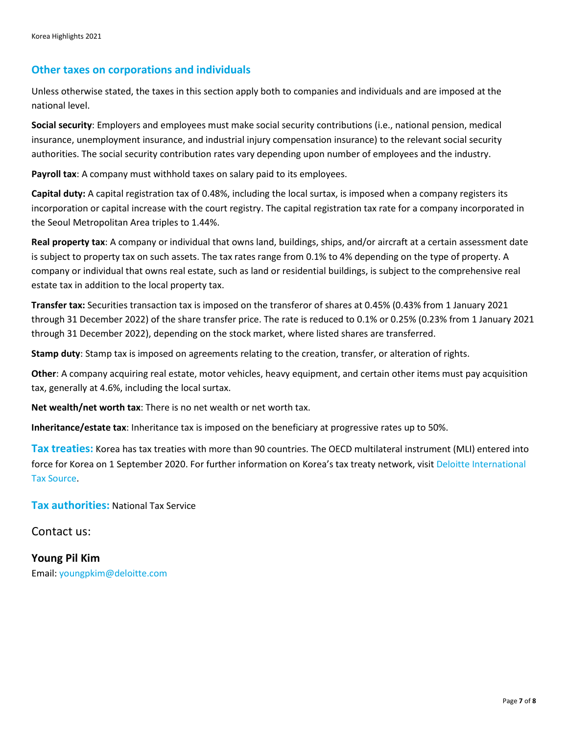## Other taxes on corporations and individuals

Unless otherwise stated, the taxes in this section apply both to companies and individuals and are imposed at the national level.

**Social security**: Employers and employees must make social security contributions (i.e., national pension, medical insurance, unemployment insurance, and industrial injury compensation insurance) to the relevant social security authorities. The social security contribution rates vary depending upon number of employees and the industry.

**Payroll tax**: A company must withhold taxes on salary paid to its employees.

**Capital duty:** A capital registration tax of 0.48%, including the local surtax, is imposed when a company registers its incorporation or capital increase with the court registry. The capital registration tax rate for a company incorporated in the Seoul Metropolitan Area triples to 1.44%.

**Real property tax**: A company or individual that owns land, buildings, ships, and/or aircraft at a certain assessment date is subject to property tax on such assets. The tax rates range from 0.1% to 4% depending on the type of property. A company or individual that owns real estate, such as land or residential buildings, is subject to the comprehensive real estate tax in addition to the local property tax.

**Transfer tax:** Securities transaction tax is imposed on the transferor of shares at 0.45% (0.43% from 1 January 2021 through 31 December 2022) of the share transfer price. The rate is reduced to 0.1% or 0.25% (0.23% from 1 January 2021 through 31 December 2022), depending on the stock market, where listed shares are transferred.

**Stamp duty**: Stamp tax is imposed on agreements relating to the creation, transfer, or alteration of rights.

**Other**: A company acquiring real estate, motor vehicles, heavy equipment, and certain other items must pay acquisition tax, generally at 4.6%, including the local surtax.

**Net wealth/net worth tax**: There is no net wealth or net worth tax.

**Inheritance/estate tax**: Inheritance tax is imposed on the beneficiary at progressive rates up to 50%.

**Tax treaties:** Korea has tax treaties with more than 90 countries. The OECD multilateral instrument (MLI) entered into force for Korea on 1 September 2020. For further information on Korea's tax treaty network, visit Deloitte International Tax Source.

**Tax authorities:** National Tax Service

Contact us:

**Young Pil Kim**
Email: youngpkim@deloitte.com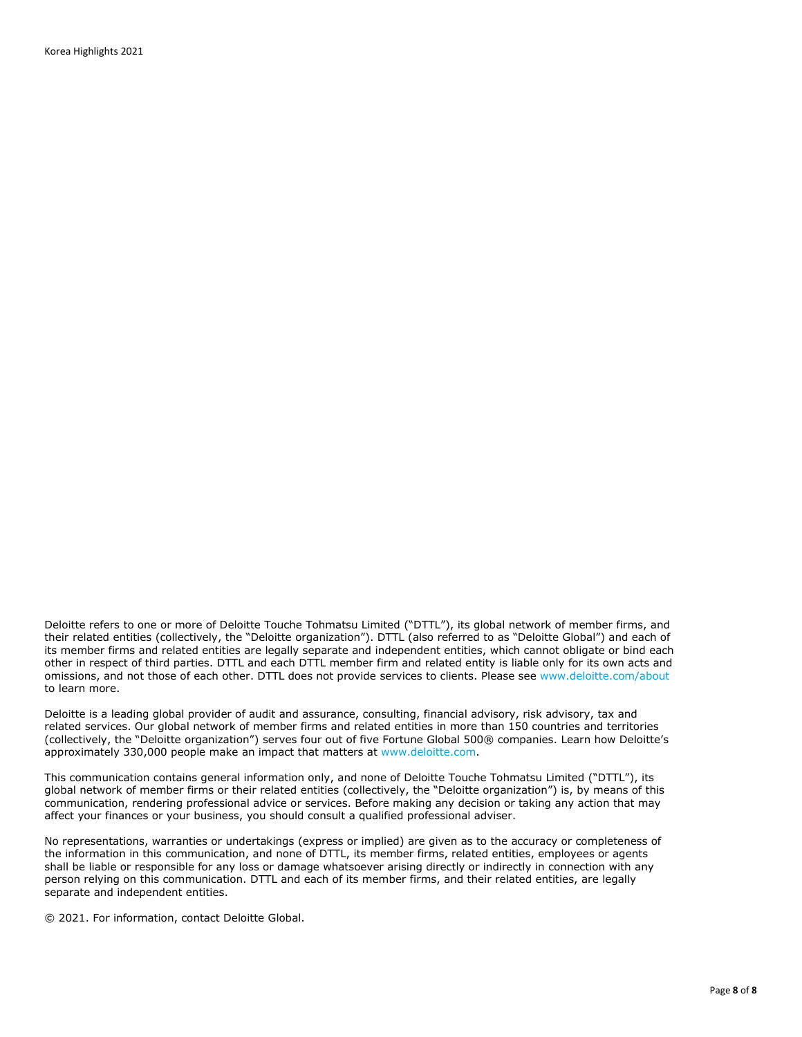Deloitte refers to one or more of Deloitte Touche Tohmatsu Limited ("DTTL"), its global network of member firms, and their related entities (collectively, the "Deloitte organization"). DTTL (also referred to as "Deloitte Global") and each of its member firms and related entities are legally separate and independent entities, which cannot obligate or bind each other in respect of third parties. DTTL and each DTTL member firm and related entity is liable only for its own acts and omissions, and not those of each other. DTTL does not provide services to clients. Please see www.deloitte.com/about to learn more.

Deloitte is a leading global provider of audit and assurance, consulting, financial advisory, risk advisory, tax and related services. Our global network of member firms and related entities in more than 150 countries and territories (collectively, the "Deloitte organization") serves four out of five Fortune Global 500® companies. Learn how Deloitte's approximately 330,000 people make an impact that matters at www.deloitte.com.

This communication contains general information only, and none of Deloitte Touche Tohmatsu Limited ("DTTL"), its global network of member firms or their related entities (collectively, the "Deloitte organization") is, by means of this communication, rendering professional advice or services. Before making any decision or taking any action that may affect your finances or your business, you should consult a qualified professional adviser.

No representations, warranties or undertakings (express or implied) are given as to the accuracy or completeness of the information in this communication, and none of DTTL, its member firms, related entities, employees or agents shall be liable or responsible for any loss or damage whatsoever arising directly or indirectly in connection with any person relying on this communication. DTTL and each of its member firms, and their related entities, are legally separate and independent entities.

© 2021. For information, contact Deloitte Global.